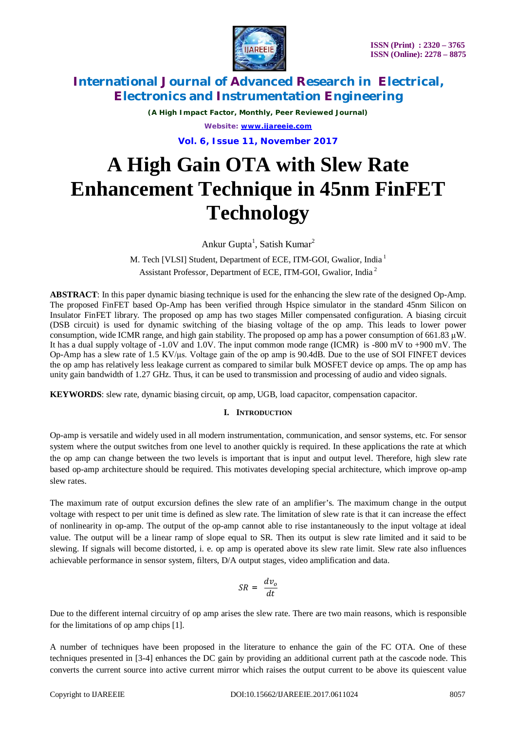# A High Gain OTA with Slew Rate Enhancement Technique in 45nm FinFET Technology

Ankur Gupta[1], Satish Kumar[2]

M. Tech [VLSI] Student, Department of ECE, ITM-GOI, Gwalior, India [1]

Assistant Professor, Department of ECE, ITM-GOI, Gwalior, India [2]

**ABSTRACT**: In this paper dynamic biasing technique is used for the enhancing the slew rate of the designed Op-Amp. The proposed FinFET based Op-Amp has been verified through Hspice simulator in the standard 45nm Silicon on Insulator FinFET library. The proposed op amp has two stages Miller compensated configuration. A biasing circuit (DSB circuit) is used for dynamic switching of the biasing voltage of the op amp. This leads to lower power consumption, wide ICMR range, and high gain stability. The proposed op amp has a power consumption of 661.83 µW. It has a dual supply voltage of -1.0V and 1.0V. The input common mode range (ICMR) is -800 mV to +900 mV. The Op-Amp has a slew rate of 1.5 KV/µs. Voltage gain of the op amp is 90.4dB. Due to the use of SOI FINFET devices the op amp has relatively less leakage current as compared to similar bulk MOSFET device op amps. The op amp has unity gain bandwidth of 1.27 GHz. Thus, it can be used to transmission and processing of audio and video signals.

**KEYWORDS**: slew rate, dynamic biasing circuit, op amp, UGB, load capacitor, compensation capacitor.

## I. INTRODUCTION

Op-amp is versatile and widely used in all modern instrumentation, communication, and sensor systems, etc. For sensor system where the output switches from one level to another quickly is required. In these applications the rate at which the op amp can change between the two levels is important that is input and output level. Therefore, high slew rate based op-amp architecture should be required. This motivates developing special architecture, which improve op-amp slew rates.

The maximum rate of output excursion defines the slew rate of an amplifier's. The maximum change in the output voltage with respect to per unit time is defined as slew rate. The limitation of slew rate is that it can increase the effect of nonlinearity in op-amp. The output of the op-amp cannot able to rise instantaneously to the input voltage at ideal value. The output will be a linear ramp of slope equal to SR. Then its output is slew rate limited and it said to be slewing. If signals will become distorted, i. e. op amp is operated above its slew rate limit. Slew rate also influences achievable performance in sensor system, filters, D/A output stages, video amplification and data.

$$SR = \frac{dv_o}{dt}$$

Due to the different internal circuitry of op amp arises the slew rate. There are two main reasons, which is responsible for the limitations of op amp chips [1].

A number of techniques have been proposed in the literature to enhance the gain of the FC OTA. One of these techniques presented in [3-4] enhances the DC gain by providing an additional current path at the cascode node. This converts the current source into active current mirror which raises the output current to be above its quiescent value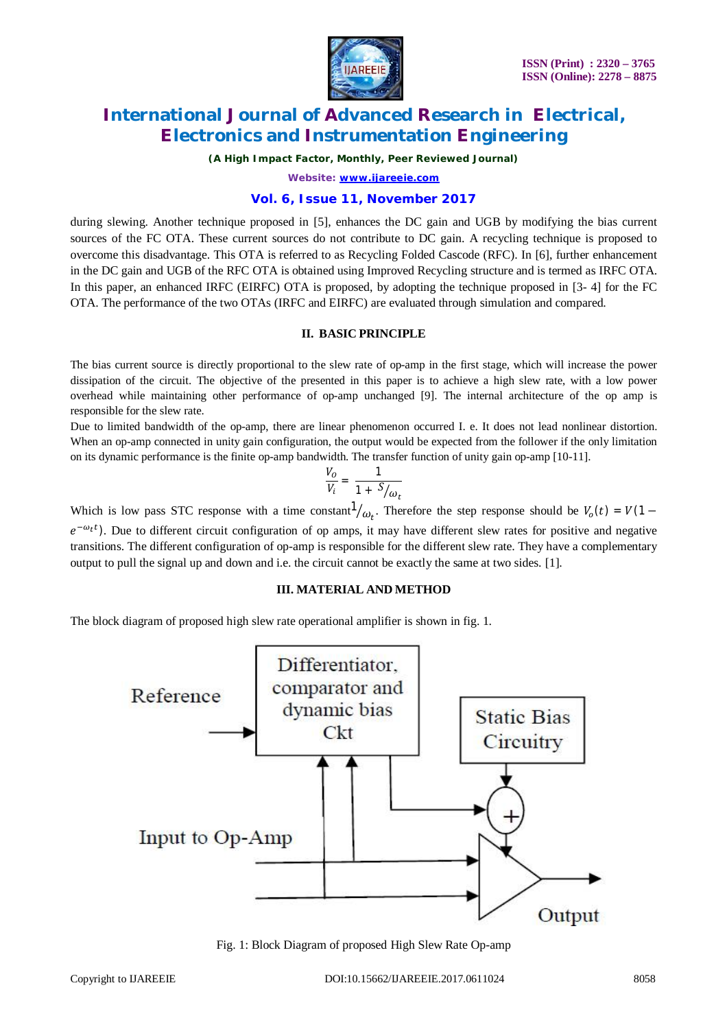during slewing. Another technique proposed in [5], enhances the DC gain and UGB by modifying the bias current sources of the FC OTA. These current sources do not contribute to DC gain. A recycling technique is proposed to overcome this disadvantage. This OTA is referred to as Recycling Folded Cascode (RFC). In [6], further enhancement in the DC gain and UGB of the RFC OTA is obtained using Improved Recycling structure and is termed as IRFC OTA. In this paper, an enhanced IRFC (EIRFC) OTA is proposed, by adopting the technique proposed in [3- 4] for the FC OTA. The performance of the two OTAs (IRFC and EIRFC) are evaluated through simulation and compared.

## II. BASIC PRINCIPLE

The bias current source is directly proportional to the slew rate of op-amp in the first stage, which will increase the power dissipation of the circuit. The objective of the presented in this paper is to achieve a high slew rate, with a low power overhead while maintaining other performance of op-amp unchanged [9]. The internal architecture of the op amp is responsible for the slew rate.

Due to limited bandwidth of the op-amp, there are linear phenomenon occurred I. e. It does not lead nonlinear distortion. When an op-amp connected in unity gain configuration, the output would be expected from the follower if the only limitation on its dynamic performance is the finite op-amp bandwidth. The transfer function of unity gain op-amp [10-11].

$$\frac{V_O}{V_i} = \frac{1}{1 + {S}/{\omega_t}}$$

Which is low pass STC response with a time constant ${1}/{\omega_t}$. Therefore the step response should be $V_o(t) = V(1 - e^{-\omega_t t})$. Due to different circuit configuration of op amps, it may have different slew rates for positive and negative transitions. The different configuration of op-amp is responsible for the different slew rate. They have a complementary output to pull the signal up and down and i.e. the circuit cannot be exactly the same at two sides. [1].

## III. MATERIAL AND METHOD

The block diagram of proposed high slew rate operational amplifier is shown in fig. 1.

Fig. 1: Block Diagram of proposed High Slew Rate Op-amp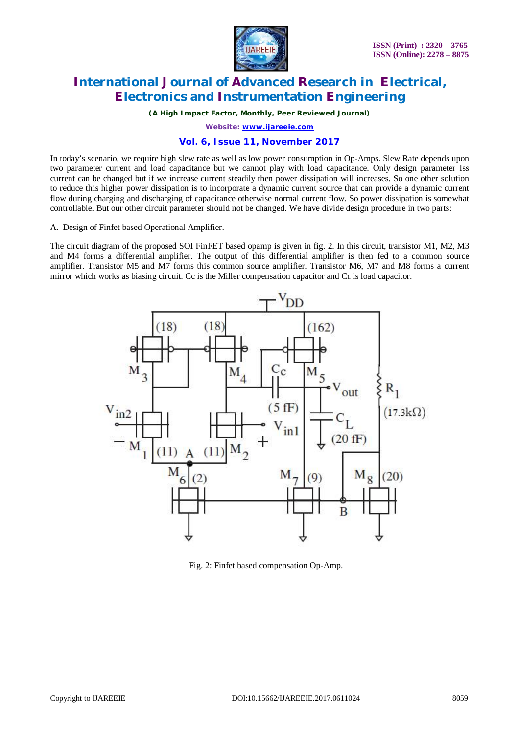In today's scenario, we require high slew rate as well as low power consumption in Op-Amps. Slew Rate depends upon two parameter current and load capacitance but we cannot play with load capacitance. Only design parameter Iss current can be changed but if we increase current steadily then power dissipation will increases. So one other solution to reduce this higher power dissipation is to incorporate a dynamic current source that can provide a dynamic current flow during charging and discharging of capacitance otherwise normal current flow. So power dissipation is somewhat controllable. But our other circuit parameter should not be changed. We have divide design procedure in two parts:

A. Design of Finfet based Operational Amplifier.

The circuit diagram of the proposed SOI FinFET based opamp is given in fig. 2. In this circuit, transistor M1, M2, M3 and M4 forms a differential amplifier. The output of this differential amplifier is then fed to a common source amplifier. Transistor M5 and M7 forms this common source amplifier. Transistor M6, M7 and M8 forms a current mirror which works as biasing circuit. Cc is the Miller compensation capacitor and $C_L$ is load capacitor.

Fig. 2: Finfet based compensation Op-Amp.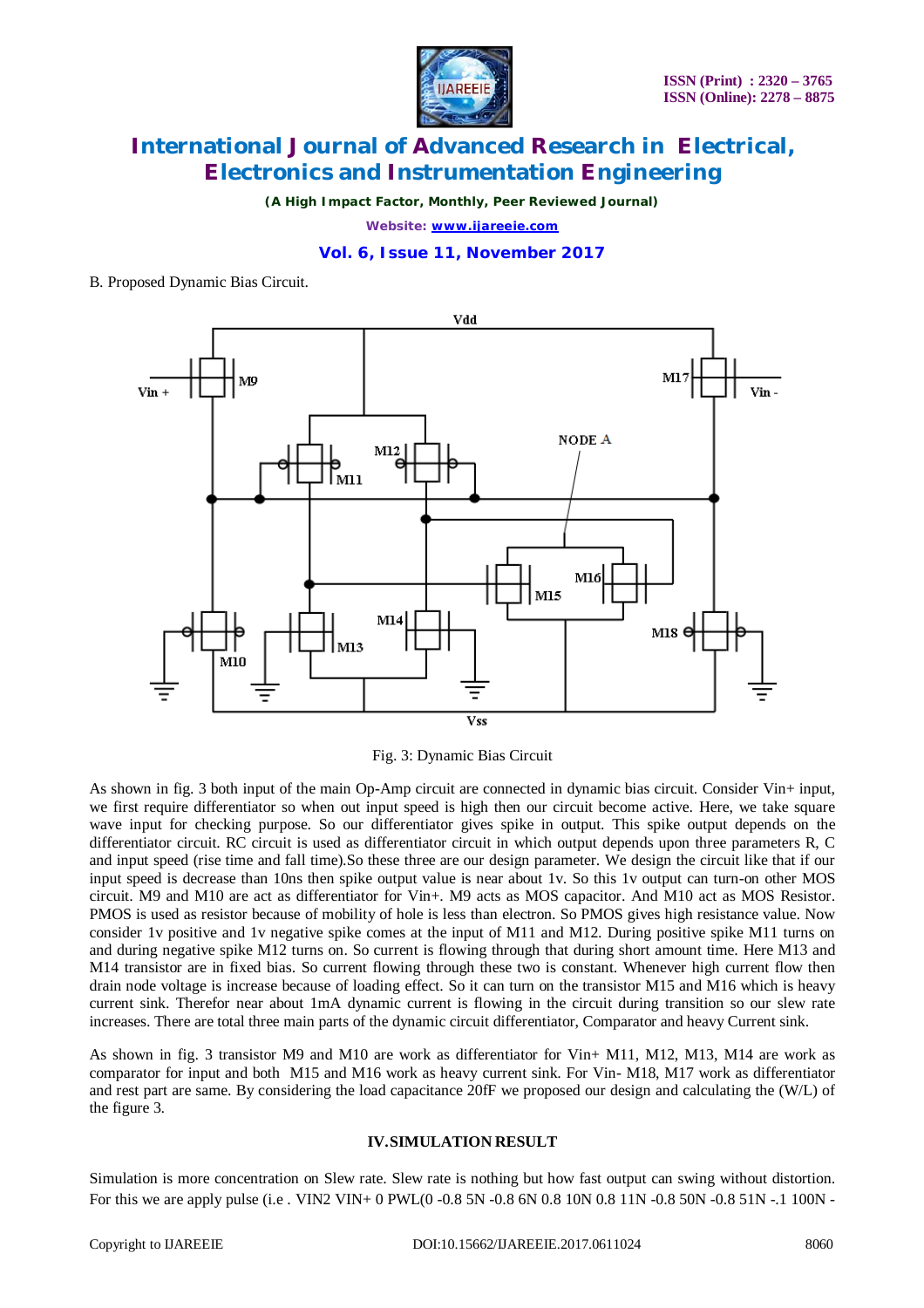B. Proposed Dynamic Bias Circuit.

Fig. 3: Dynamic Bias Circuit

As shown in fig. 3 both input of the main Op-Amp circuit are connected in dynamic bias circuit. Consider Vin+ input, we first require differentiator so when out input speed is high then our circuit become active. Here, we take square wave input for checking purpose. So our differentiator gives spike in output. This spike output depends on the differentiator circuit. RC circuit is used as differentiator circuit in which output depends upon three parameters R, C and input speed (rise time and fall time).So these three are our design parameter. We design the circuit like that if our input speed is decrease than 10ns then spike output value is near about 1v. So this 1v output can turn-on other MOS circuit. M9 and M10 are act as differentiator for Vin+. M9 acts as MOS capacitor. And M10 act as MOS Resistor. PMOS is used as resistor because of mobility of hole is less than electron. So PMOS gives high resistance value. Now consider 1v positive and 1v negative spike comes at the input of M11 and M12. During positive spike M11 turns on and during negative spike M12 turns on. So current is flowing through that during short amount time. Here M13 and M14 transistor are in fixed bias. So current flowing through these two is constant. Whenever high current flow then drain node voltage is increase because of loading effect. So it can turn on the transistor M15 and M16 which is heavy current sink. Therefor near about 1mA dynamic current is flowing in the circuit during transition so our slew rate increases. There are total three main parts of the dynamic circuit differentiator, Comparator and heavy Current sink.

As shown in fig. 3 transistor M9 and M10 are work as differentiator for Vin+ M11, M12, M13, M14 are work as comparator for input and both M15 and M16 work as heavy current sink. For Vin- M18, M17 work as differentiator and rest part are same. By considering the load capacitance 20fF we proposed our design and calculating the (W/L) of the figure 3.

## IV. SIMULATION RESULT

Simulation is more concentration on Slew rate. Slew rate is nothing but how fast output can swing without distortion. For this we are apply pulse (i.e . VIN2 VIN+ 0 PWL(0 -0.8 5N -0.8 6N 0.8 10N 0.8 11N -0.8 50N -0.8 51N -.1 100N -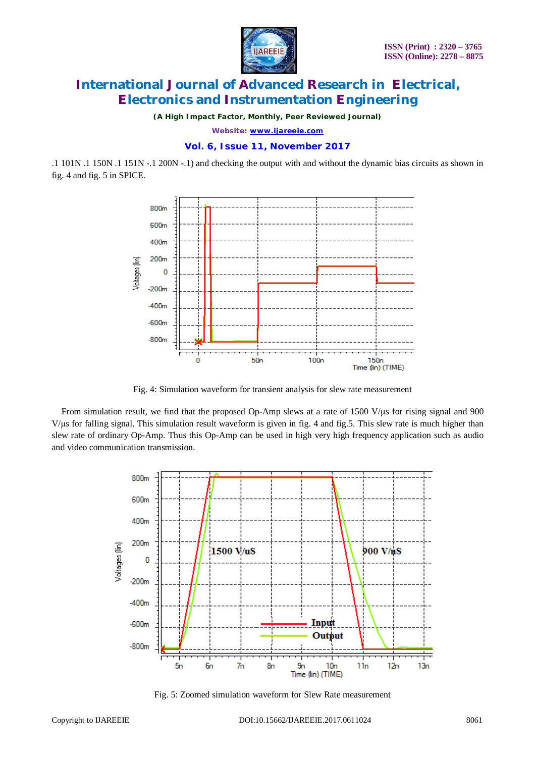.1 101N .1 150N .1 151N -.1 200N -.1) and checking the output with and without the dynamic bias circuits as shown in fig. 4 and fig. 5 in SPICE.

Fig. 4: Simulation waveform for transient analysis for slew rate measurement

From simulation result, we find that the proposed Op-Amp slews at a rate of 1500 V/µs for rising signal and 900 V/µs for falling signal. This simulation result waveform is given in fig. 4 and fig.5. This slew rate is much higher than slew rate of ordinary Op-Amp. Thus this Op-Amp can be used in high very high frequency application such as audio and video communication transmission.

Fig. 5: Zoomed simulation waveform for Slew Rate measurement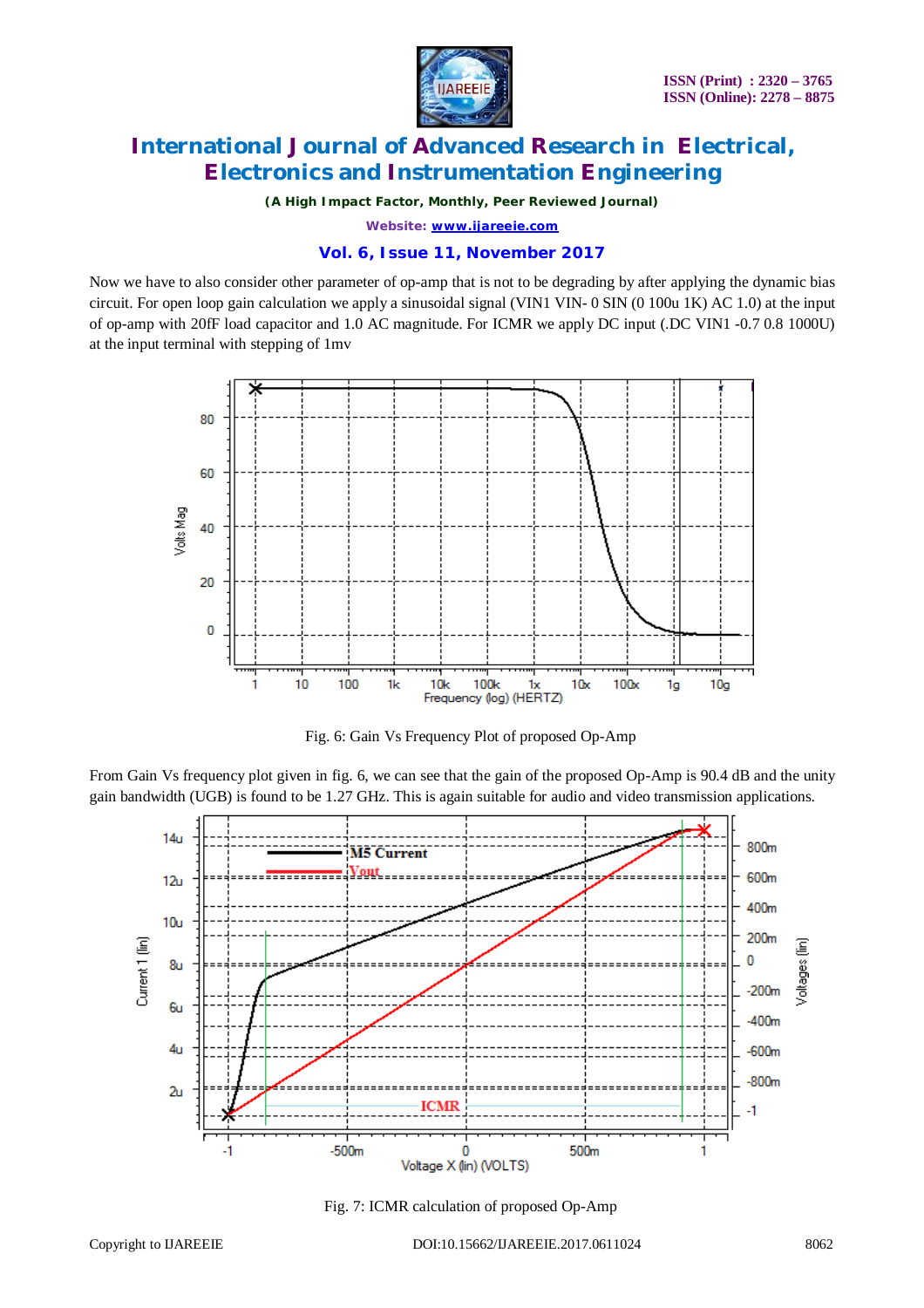Now we have to also consider other parameter of op-amp that is not to be degrading by after applying the dynamic bias circuit. For open loop gain calculation we apply a sinusoidal signal (VIN1 VIN- 0 SIN (0 100u 1K) AC 1.0) at the input of op-amp with 20fF load capacitor and 1.0 AC magnitude. For ICMR we apply DC input (.DC VIN1 -0.7 0.8 1000U) at the input terminal with stepping of 1mv

Fig. 6: Gain Vs Frequency Plot of proposed Op-Amp

From Gain Vs frequency plot given in fig. 6, we can see that the gain of the proposed Op-Amp is 90.4 dB and the unity gain bandwidth (UGB) is found to be 1.27 GHz. This is again suitable for audio and video transmission applications.

Fig. 7: ICMR calculation of proposed Op-Amp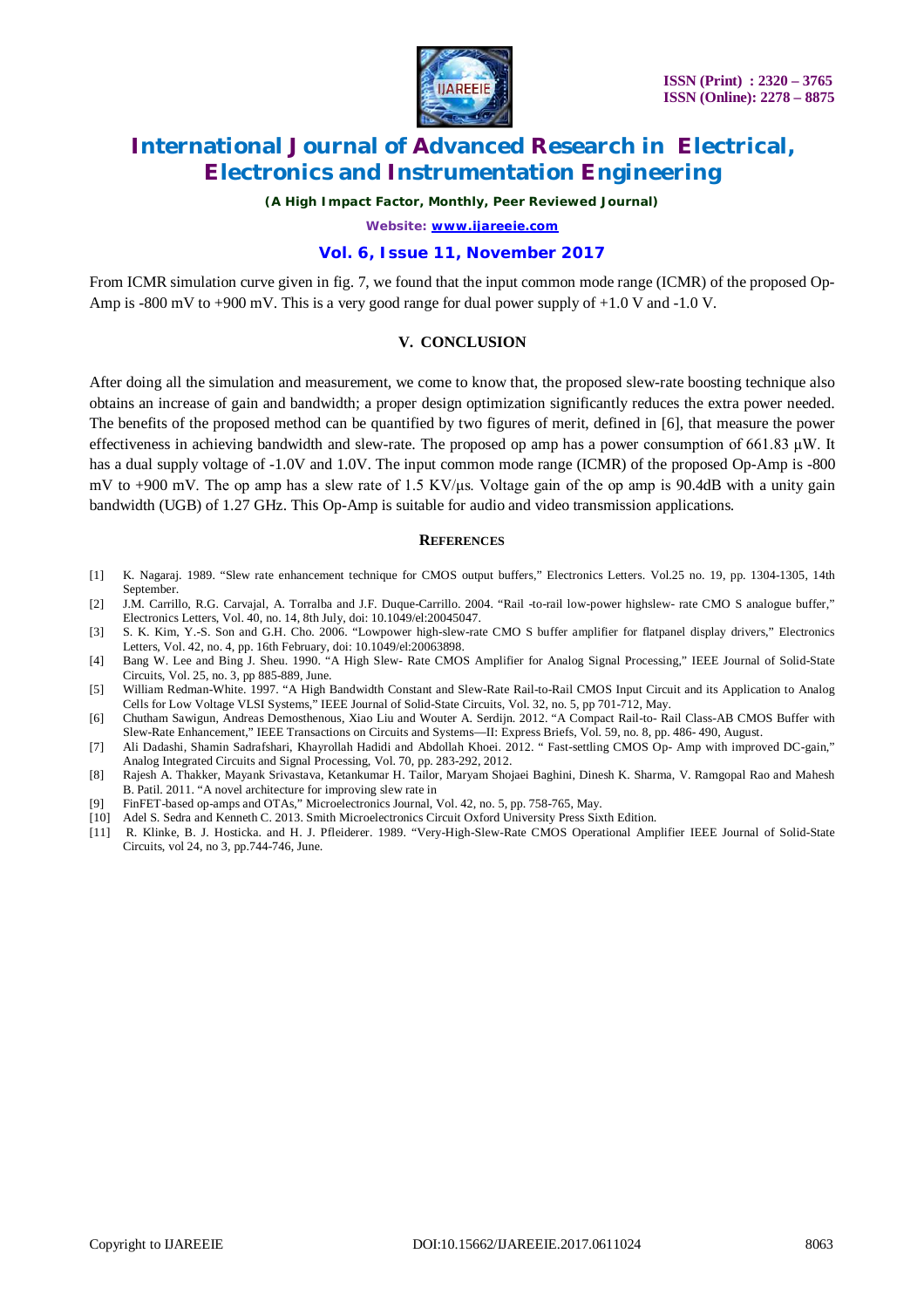From ICMR simulation curve given in fig. 7, we found that the input common mode range (ICMR) of the proposed Op-Amp is -800 mV to +900 mV. This is a very good range for dual power supply of +1.0 V and -1.0 V.

## V. CONCLUSION

After doing all the simulation and measurement, we come to know that, the proposed slew-rate boosting technique also obtains an increase of gain and bandwidth; a proper design optimization significantly reduces the extra power needed. The benefits of the proposed method can be quantified by two figures of merit, defined in [6], that measure the power effectiveness in achieving bandwidth and slew-rate. The proposed op amp has a power consumption of 661.83 μW. It has a dual supply voltage of -1.0V and 1.0V. The input common mode range (ICMR) of the proposed Op-Amp is -800 mV to +900 mV. The op amp has a slew rate of 1.5 KV/μs. Voltage gain of the op amp is 90.4dB with a unity gain bandwidth (UGB) of 1.27 GHz. This Op-Amp is suitable for audio and video transmission applications.

## REFERENCES

[1] K. Nagaraj. 1989. "Slew rate enhancement technique for CMOS output buffers," Electronics Letters. Vol.25 no. 19, pp. 1304-1305, 14th September.

[2] J.M. Carrillo, R.G. Carvajal, A. Torralba and J.F. Duque-Carrillo. 2004. "Rail -to-rail low-power highslew- rate CMO S analogue buffer," Electronics Letters, Vol. 40, no. 14, 8th July, doi: 10.1049/el:20045047.

[3] S. K. Kim, Y.-S. Son and G.H. Cho. 2006. "Lowpower high-slew-rate CMO S buffer amplifier for flatpanel display drivers," Electronics Letters, Vol. 42, no. 4, pp. 16th February, doi: 10.1049/el:20063898.

[4] Bang W. Lee and Bing J. Sheu. 1990. "A High Slew- Rate CMOS Amplifier for Analog Signal Processing," IEEE Journal of Solid-State Circuits, Vol. 25, no. 3, pp 885-889, June.

[5] William Redman-White. 1997. "A High Bandwidth Constant and Slew-Rate Rail-to-Rail CMOS Input Circuit and its Application to Analog Cells for Low Voltage VLSI Systems," IEEE Journal of Solid-State Circuits, Vol. 32, no. 5, pp 701-712, May.

[6] Chutham Sawigun, Andreas Demosthenous, Xiao Liu and Wouter A. Serdijn. 2012. "A Compact Rail-to- Rail Class-AB CMOS Buffer with Slew-Rate Enhancement," IEEE Transactions on Circuits and Systems—II: Express Briefs, Vol. 59, no. 8, pp. 486- 490, August.

[7] Ali Dadashi, Shamin Sadrafshari, Khayrollah Hadidi and Abdollah Khoei. 2012. " Fast-settling CMOS Op- Amp with improved DC-gain," Analog Integrated Circuits and Signal Processing, Vol. 70, pp. 283-292, 2012.

[8] Rajesh A. Thakker, Mayank Srivastava, Ketankumar H. Tailor, Maryam Shojaei Baghini, Dinesh K. Sharma, V. Ramgopal Rao and Mahesh B. Patil. 2011. "A novel architecture for improving slew rate in

[9] FinFET-based op-amps and OTAs," Microelectronics Journal, Vol. 42, no. 5, pp. 758-765, May.

[10] Adel S. Sedra and Kenneth C. 2013. Smith Microelectronics Circuit Oxford University Press Sixth Edition.

[11] R. Klinke, B. J. Hosticka. and H. J. Pfleiderer. 1989. "Very-High-Slew-Rate CMOS Operational Amplifier IEEE Journal of Solid-State Circuits, vol 24, no 3, pp.744-746, June.